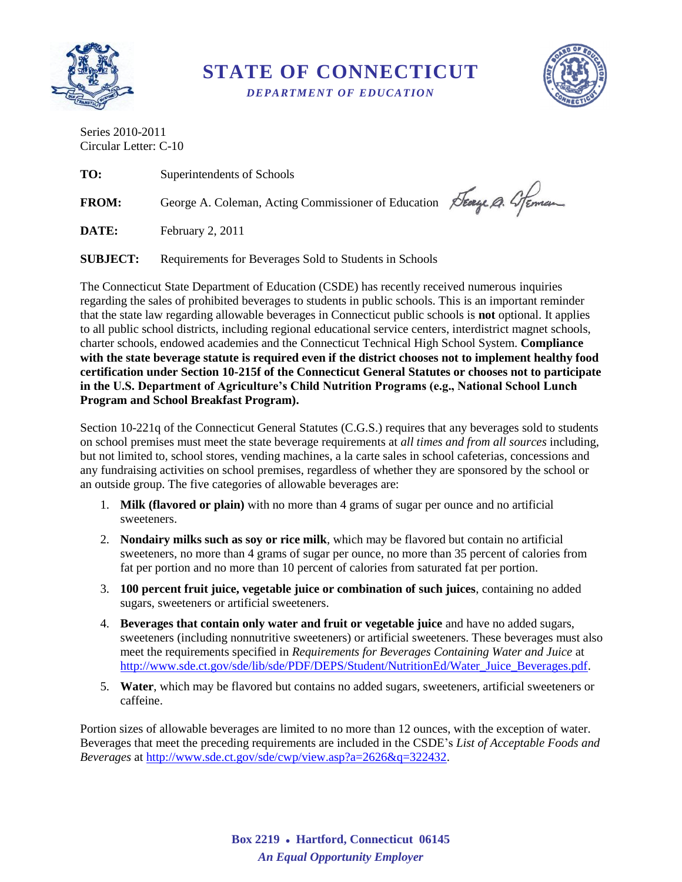# STATE OF CONNECTICUT

***DEPARTMENT OF EDUCATION***

Series 2010-2011
Circular Letter: C-10

**TO:** Superintendents of Schools

**FROM:** George A. Coleman, Acting Commissioner of Education

**DATE:** February 2, 2011

**SUBJECT:** Requirements for Beverages Sold to Students in Schools

The Connecticut State Department of Education (CSDE) has recently received numerous inquiries regarding the sales of prohibited beverages to students in public schools. This is an important reminder that the state law regarding allowable beverages in Connecticut public schools is **not** optional. It applies to all public school districts, including regional educational service centers, interdistrict magnet schools, charter schools, endowed academies and the Connecticut Technical High School System. **Compliance with the state beverage statute is required even if the district chooses not to implement healthy food certification under Section 10-215f of the Connecticut General Statutes or chooses not to participate in the U.S. Department of Agriculture's Child Nutrition Programs (e.g., National School Lunch Program and School Breakfast Program).**

Section 10-221q of the Connecticut General Statutes (C.G.S.) requires that any beverages sold to students on school premises must meet the state beverage requirements at *all times and from all sources* including, but not limited to, school stores, vending machines, a la carte sales in school cafeterias, concessions and any fundraising activities on school premises, regardless of whether they are sponsored by the school or an outside group. The five categories of allowable beverages are:

1. **Milk (flavored or plain)** with no more than 4 grams of sugar per ounce and no artificial sweeteners.
2. **Nondairy milks such as soy or rice milk**, which may be flavored but contain no artificial sweeteners, no more than 4 grams of sugar per ounce, no more than 35 percent of calories from fat per portion and no more than 10 percent of calories from saturated fat per portion.
3. **100 percent fruit juice, vegetable juice or combination of such juices**, containing no added sugars, sweeteners or artificial sweeteners.
4. **Beverages that contain only water and fruit or vegetable juice** and have no added sugars, sweeteners (including nonnutritive sweeteners) or artificial sweeteners. These beverages must also meet the requirements specified in *Requirements for Beverages Containing Water and Juice* at http://www.sde.ct.gov/sde/lib/sde/PDF/DEPS/Student/NutritionEd/Water_Juice_Beverages.pdf.
5. **Water**, which may be flavored but contains no added sugars, sweeteners, artificial sweeteners or caffeine.

Portion sizes of allowable beverages are limited to no more than 12 ounces, with the exception of water. Beverages that meet the preceding requirements are included in the CSDE's *List of Acceptable Foods and Beverages* at http://www.sde.ct.gov/sde/cwp/view.asp?a=2626&q=322432.

**Box 2219 • Hartford, Connecticut 06145**
***An Equal Opportunity Employer***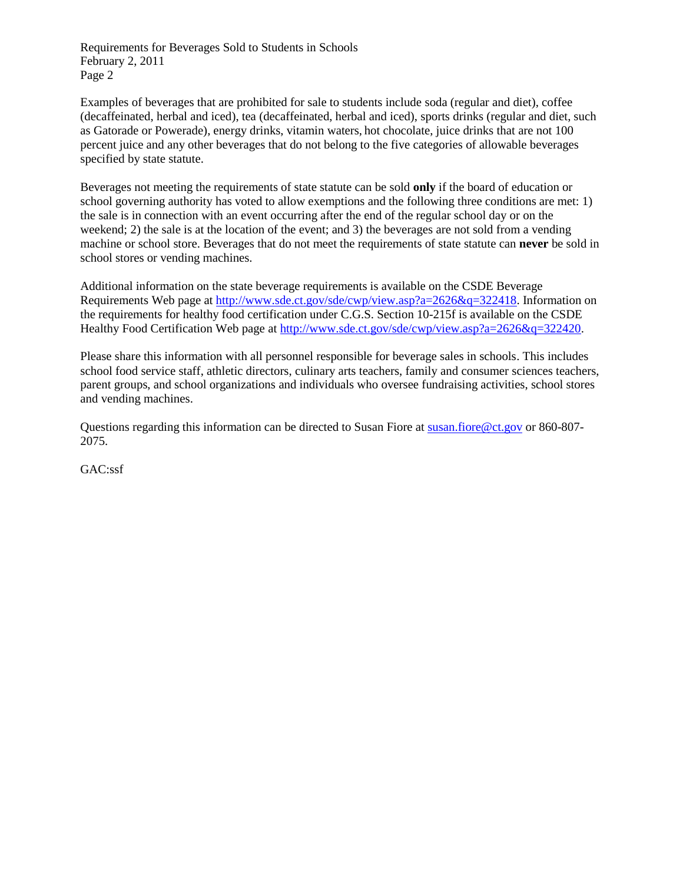Examples of beverages that are prohibited for sale to students include soda (regular and diet), coffee (decaffeinated, herbal and iced), tea (decaffeinated, herbal and iced), sports drinks (regular and diet, such as Gatorade or Powerade), energy drinks, vitamin waters, hot chocolate, juice drinks that are not 100 percent juice and any other beverages that do not belong to the five categories of allowable beverages specified by state statute.

Beverages not meeting the requirements of state statute can be sold **only** if the board of education or school governing authority has voted to allow exemptions and the following three conditions are met: 1) the sale is in connection with an event occurring after the end of the regular school day or on the weekend; 2) the sale is at the location of the event; and 3) the beverages are not sold from a vending machine or school store. Beverages that do not meet the requirements of state statute can **never** be sold in school stores or vending machines.

Additional information on the state beverage requirements is available on the CSDE Beverage Requirements Web page at http://www.sde.ct.gov/sde/cwp/view.asp?a=2626&q=322418. Information on the requirements for healthy food certification under C.G.S. Section 10-215f is available on the CSDE Healthy Food Certification Web page at http://www.sde.ct.gov/sde/cwp/view.asp?a=2626&q=322420.

Please share this information with all personnel responsible for beverage sales in schools. This includes school food service staff, athletic directors, culinary arts teachers, family and consumer sciences teachers, parent groups, and school organizations and individuals who oversee fundraising activities, school stores and vending machines.

Questions regarding this information can be directed to Susan Fiore at susan.fiore@ct.gov or 860-807-2075.

GAC:ssf